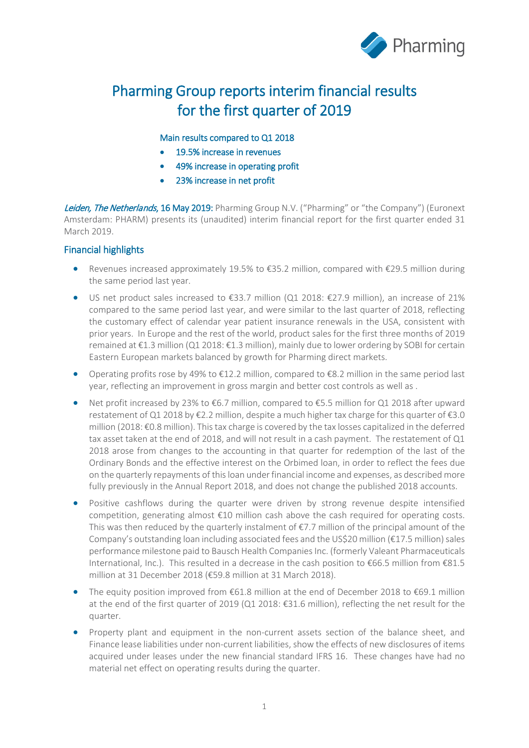# Pharming Group reports interim financial results for the first quarter of 2019

Main results compared to Q1 2018

- 19.5% increase in revenues
- 49% increase in operating profit
- 23% increase in net profit

*Leiden, The Netherlands*, 16 May 2019: Pharming Group N.V. ("Pharming" or "the Company") (Euronext Amsterdam: PHARM) presents its (unaudited) interim financial report for the first quarter ended 31 March 2019.

## Financial highlights

- Revenues increased approximately 19.5% to €35.2 million, compared with €29.5 million during the same period last year.
- US net product sales increased to €33.7 million (Q1 2018: €27.9 million), an increase of 21% compared to the same period last year, and were similar to the last quarter of 2018, reflecting the customary effect of calendar year patient insurance renewals in the USA, consistent with prior years. In Europe and the rest of the world, product sales for the first three months of 2019 remained at €1.3 million (Q1 2018: €1.3 million), mainly due to lower ordering by SOBI for certain Eastern European markets balanced by growth for Pharming direct markets.
- Operating profits rose by 49% to €12.2 million, compared to €8.2 million in the same period last year, reflecting an improvement in gross margin and better cost controls as well as .
- Net profit increased by 23% to €6.7 million, compared to €5.5 million for Q1 2018 after upward restatement of Q1 2018 by €2.2 million, despite a much higher tax charge for this quarter of €3.0 million (2018: €0.8 million). This tax charge is covered by the tax losses capitalized in the deferred tax asset taken at the end of 2018, and will not result in a cash payment. The restatement of Q1 2018 arose from changes to the accounting in that quarter for redemption of the last of the Ordinary Bonds and the effective interest on the Orbimed loan, in order to reflect the fees due on the quarterly repayments of this loan under financial income and expenses, as described more fully previously in the Annual Report 2018, and does not change the published 2018 accounts.
- Positive cashflows during the quarter were driven by strong revenue despite intensified competition, generating almost €10 million cash above the cash required for operating costs. This was then reduced by the quarterly instalment of €7.7 million of the principal amount of the Company's outstanding loan including associated fees and the US$20 million (€17.5 million) sales performance milestone paid to Bausch Health Companies Inc. (formerly Valeant Pharmaceuticals International, Inc.). This resulted in a decrease in the cash position to €66.5 million from €81.5 million at 31 December 2018 (€59.8 million at 31 March 2018).
- The equity position improved from €61.8 million at the end of December 2018 to €69.1 million at the end of the first quarter of 2019 (Q1 2018: €31.6 million), reflecting the net result for the quarter.
- Property plant and equipment in the non-current assets section of the balance sheet, and Finance lease liabilities under non-current liabilities, show the effects of new disclosures of items acquired under leases under the new financial standard IFRS 16. These changes have had no material net effect on operating results during the quarter.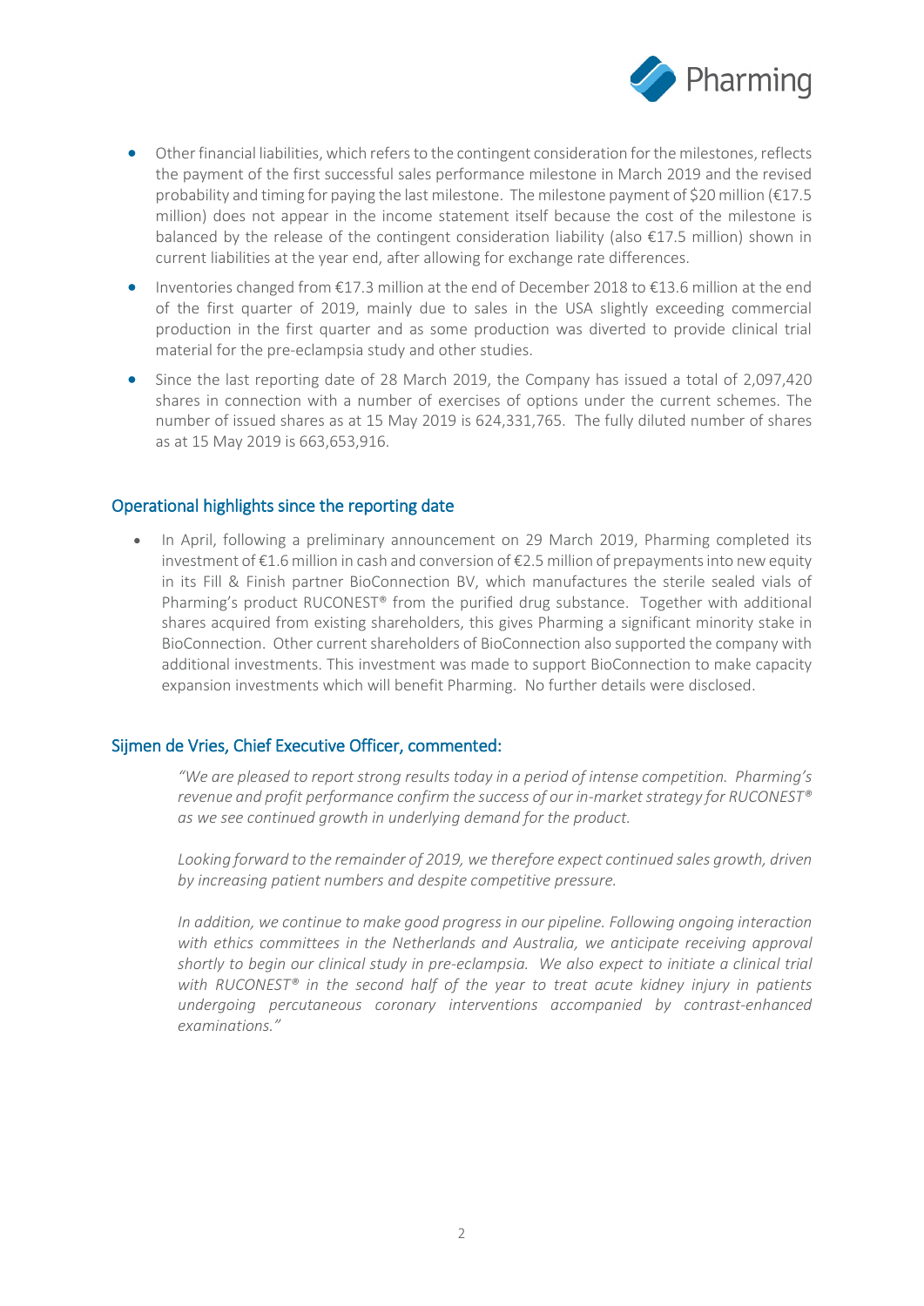- Other financial liabilities, which refers to the contingent consideration for the milestones, reflects the payment of the first successful sales performance milestone in March 2019 and the revised probability and timing for paying the last milestone. The milestone payment of $20 million (€17.5 million) does not appear in the income statement itself because the cost of the milestone is balanced by the release of the contingent consideration liability (also €17.5 million) shown in current liabilities at the year end, after allowing for exchange rate differences.
- Inventories changed from €17.3 million at the end of December 2018 to €13.6 million at the end of the first quarter of 2019, mainly due to sales in the USA slightly exceeding commercial production in the first quarter and as some production was diverted to provide clinical trial material for the pre-eclampsia study and other studies.
- Since the last reporting date of 28 March 2019, the Company has issued a total of 2,097,420 shares in connection with a number of exercises of options under the current schemes. The number of issued shares as at 15 May 2019 is 624,331,765. The fully diluted number of shares as at 15 May 2019 is 663,653,916.

## Operational highlights since the reporting date

- In April, following a preliminary announcement on 29 March 2019, Pharming completed its investment of €1.6 million in cash and conversion of €2.5 million of prepayments into new equity in its Fill & Finish partner BioConnection BV, which manufactures the sterile sealed vials of Pharming's product RUCONEST® from the purified drug substance. Together with additional shares acquired from existing shareholders, this gives Pharming a significant minority stake in BioConnection. Other current shareholders of BioConnection also supported the company with additional investments. This investment was made to support BioConnection to make capacity expansion investments which will benefit Pharming. No further details were disclosed.

## Sijmen de Vries, Chief Executive Officer, commented:

*"We are pleased to report strong results today in a period of intense competition. Pharming's revenue and profit performance confirm the success of our in-market strategy for RUCONEST® as we see continued growth in underlying demand for the product.*

*Looking forward to the remainder of 2019, we therefore expect continued sales growth, driven by increasing patient numbers and despite competitive pressure.*

*In addition, we continue to make good progress in our pipeline. Following ongoing interaction with ethics committees in the Netherlands and Australia, we anticipate receiving approval shortly to begin our clinical study in pre-eclampsia. We also expect to initiate a clinical trial with RUCONEST® in the second half of the year to treat acute kidney injury in patients undergoing percutaneous coronary interventions accompanied by contrast-enhanced examinations."*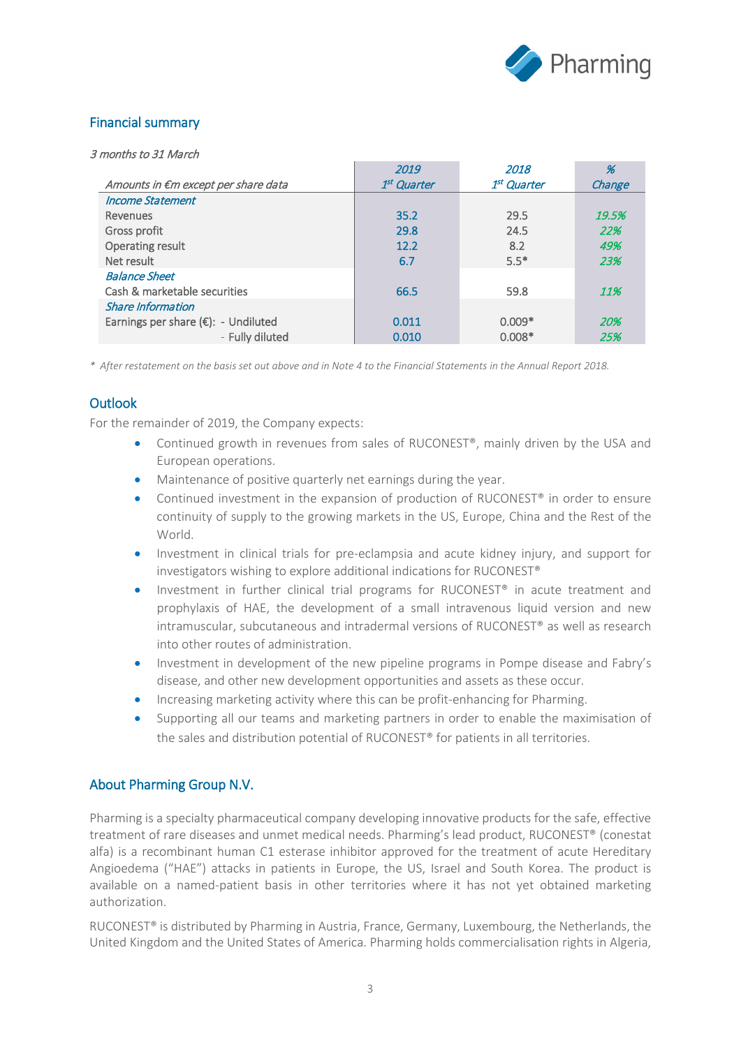## Financial summary

*3 months to 31 March*

| *Amounts in €m except per share data* | *2019 1st Quarter* | *2018 1st Quarter* | *% Change* |
|---|---|---|---|
| *Income Statement* | | | |
| Revenues | 35.2 | 29.5 | *19.5%* |
| Gross profit | 29.8 | 24.5 | *22%* |
| Operating result | 12.2 | 8.2 | *49%* |
| Net result | 6.7 | 5.5* | *23%* |
| *Balance Sheet* | | | |
| Cash & marketable securities | 66.5 | 59.8 | *11%* |
| *Share Information* | | | |
| Earnings per share (€): - Undiluted | 0.011 | 0.009* | *20%* |
| - Fully diluted | 0.010 | 0.008* | *25%* |

*\* After restatement on the basis set out above and in Note 4 to the Financial Statements in the Annual Report 2018.*

## Outlook

For the remainder of 2019, the Company expects:

- Continued growth in revenues from sales of RUCONEST®, mainly driven by the USA and European operations.
- Maintenance of positive quarterly net earnings during the year.
- Continued investment in the expansion of production of RUCONEST® in order to ensure continuity of supply to the growing markets in the US, Europe, China and the Rest of the World.
- Investment in clinical trials for pre-eclampsia and acute kidney injury, and support for investigators wishing to explore additional indications for RUCONEST®
- Investment in further clinical trial programs for RUCONEST® in acute treatment and prophylaxis of HAE, the development of a small intravenous liquid version and new intramuscular, subcutaneous and intradermal versions of RUCONEST® as well as research into other routes of administration.
- Investment in development of the new pipeline programs in Pompe disease and Fabry's disease, and other new development opportunities and assets as these occur.
- Increasing marketing activity where this can be profit-enhancing for Pharming.
- Supporting all our teams and marketing partners in order to enable the maximisation of the sales and distribution potential of RUCONEST® for patients in all territories.

## About Pharming Group N.V.

Pharming is a specialty pharmaceutical company developing innovative products for the safe, effective treatment of rare diseases and unmet medical needs. Pharming's lead product, RUCONEST® (conestat alfa) is a recombinant human C1 esterase inhibitor approved for the treatment of acute Hereditary Angioedema ("HAE") attacks in patients in Europe, the US, Israel and South Korea. The product is available on a named-patient basis in other territories where it has not yet obtained marketing authorization.

RUCONEST® is distributed by Pharming in Austria, France, Germany, Luxembourg, the Netherlands, the United Kingdom and the United States of America. Pharming holds commercialisation rights in Algeria,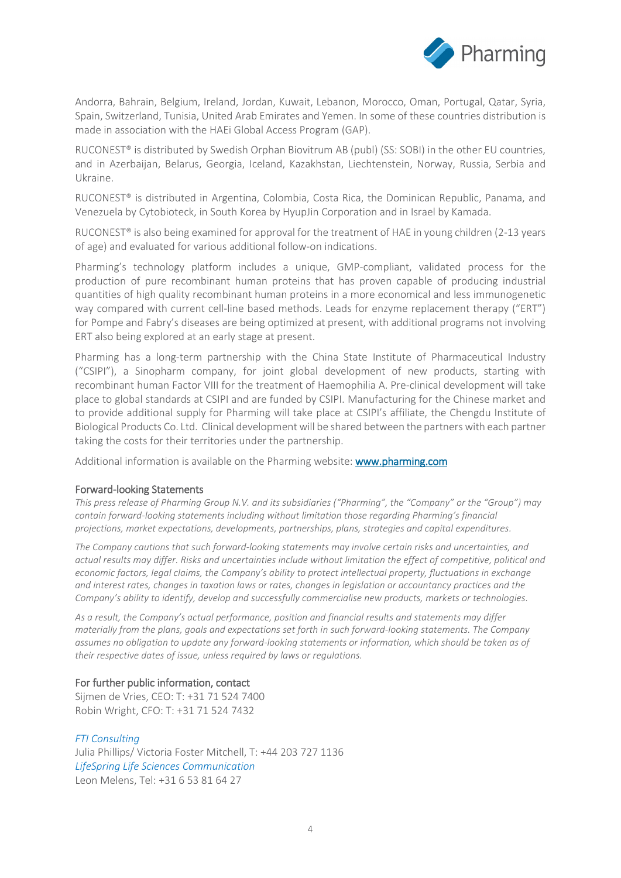Andorra, Bahrain, Belgium, Ireland, Jordan, Kuwait, Lebanon, Morocco, Oman, Portugal, Qatar, Syria, Spain, Switzerland, Tunisia, United Arab Emirates and Yemen. In some of these countries distribution is made in association with the HAEi Global Access Program (GAP).

RUCONEST® is distributed by Swedish Orphan Biovitrum AB (publ) (SS: SOBI) in the other EU countries, and in Azerbaijan, Belarus, Georgia, Iceland, Kazakhstan, Liechtenstein, Norway, Russia, Serbia and Ukraine.

RUCONEST® is distributed in Argentina, Colombia, Costa Rica, the Dominican Republic, Panama, and Venezuela by Cytobioteck, in South Korea by HyupJin Corporation and in Israel by Kamada.

RUCONEST® is also being examined for approval for the treatment of HAE in young children (2-13 years of age) and evaluated for various additional follow-on indications.

Pharming's technology platform includes a unique, GMP-compliant, validated process for the production of pure recombinant human proteins that has proven capable of producing industrial quantities of high quality recombinant human proteins in a more economical and less immunogenetic way compared with current cell-line based methods. Leads for enzyme replacement therapy ("ERT") for Pompe and Fabry's diseases are being optimized at present, with additional programs not involving ERT also being explored at an early stage at present.

Pharming has a long-term partnership with the China State Institute of Pharmaceutical Industry ("CSIPI"), a Sinopharm company, for joint global development of new products, starting with recombinant human Factor VIII for the treatment of Haemophilia A. Pre-clinical development will take place to global standards at CSIPI and are funded by CSIPI. Manufacturing for the Chinese market and to provide additional supply for Pharming will take place at CSIPI's affiliate, the Chengdu Institute of Biological Products Co. Ltd. Clinical development will be shared between the partners with each partner taking the costs for their territories under the partnership.

Additional information is available on the Pharming website: [www.pharming.com](http://www.pharming.com)

### Forward-looking Statements

*This press release of Pharming Group N.V. and its subsidiaries ("Pharming", the "Company" or the "Group") may contain forward-looking statements including without limitation those regarding Pharming's financial projections, market expectations, developments, partnerships, plans, strategies and capital expenditures.*

*The Company cautions that such forward-looking statements may involve certain risks and uncertainties, and actual results may differ. Risks and uncertainties include without limitation the effect of competitive, political and economic factors, legal claims, the Company's ability to protect intellectual property, fluctuations in exchange and interest rates, changes in taxation laws or rates, changes in legislation or accountancy practices and the Company's ability to identify, develop and successfully commercialise new products, markets or technologies.*

*As a result, the Company's actual performance, position and financial results and statements may differ materially from the plans, goals and expectations set forth in such forward-looking statements. The Company assumes no obligation to update any forward-looking statements or information, which should be taken as of their respective dates of issue, unless required by laws or regulations.*

### For further public information, contact

Sijmen de Vries, CEO: T: +31 71 524 7400
Robin Wright, CFO: T: +31 71 524 7432

*FTI Consulting*
Julia Phillips/ Victoria Foster Mitchell, T: +44 203 727 1136
*LifeSpring Life Sciences Communication*
Leon Melens, Tel: +31 6 53 81 64 27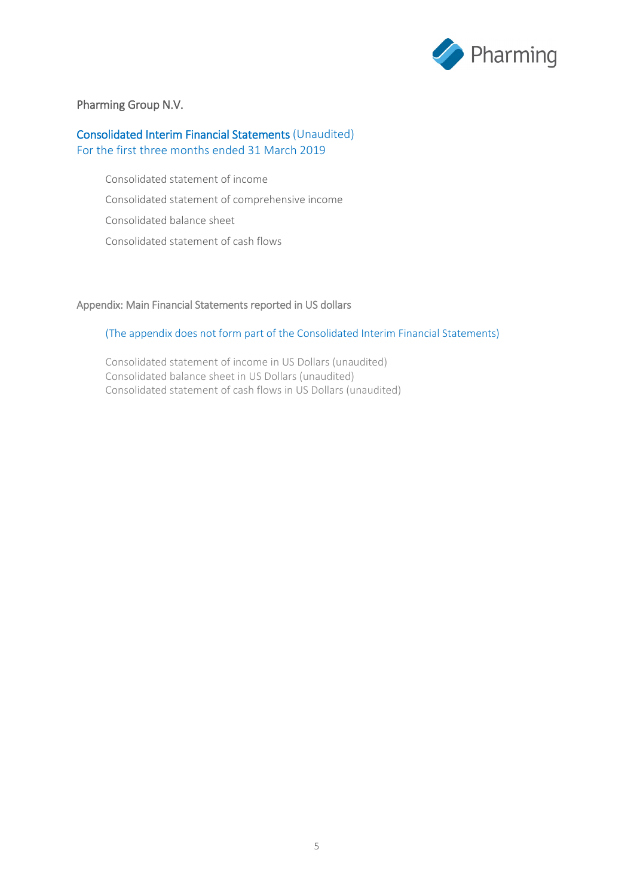Pharming Group N.V.

# Consolidated Interim Financial Statements (Unaudited)

For the first three months ended 31 March 2019

- Consolidated statement of income
- Consolidated statement of comprehensive income
- Consolidated balance sheet
- Consolidated statement of cash flows

## Appendix: Main Financial Statements reported in US dollars

(The appendix does not form part of the Consolidated Interim Financial Statements)

- Consolidated statement of income in US Dollars (unaudited)
- Consolidated balance sheet in US Dollars (unaudited)
- Consolidated statement of cash flows in US Dollars (unaudited)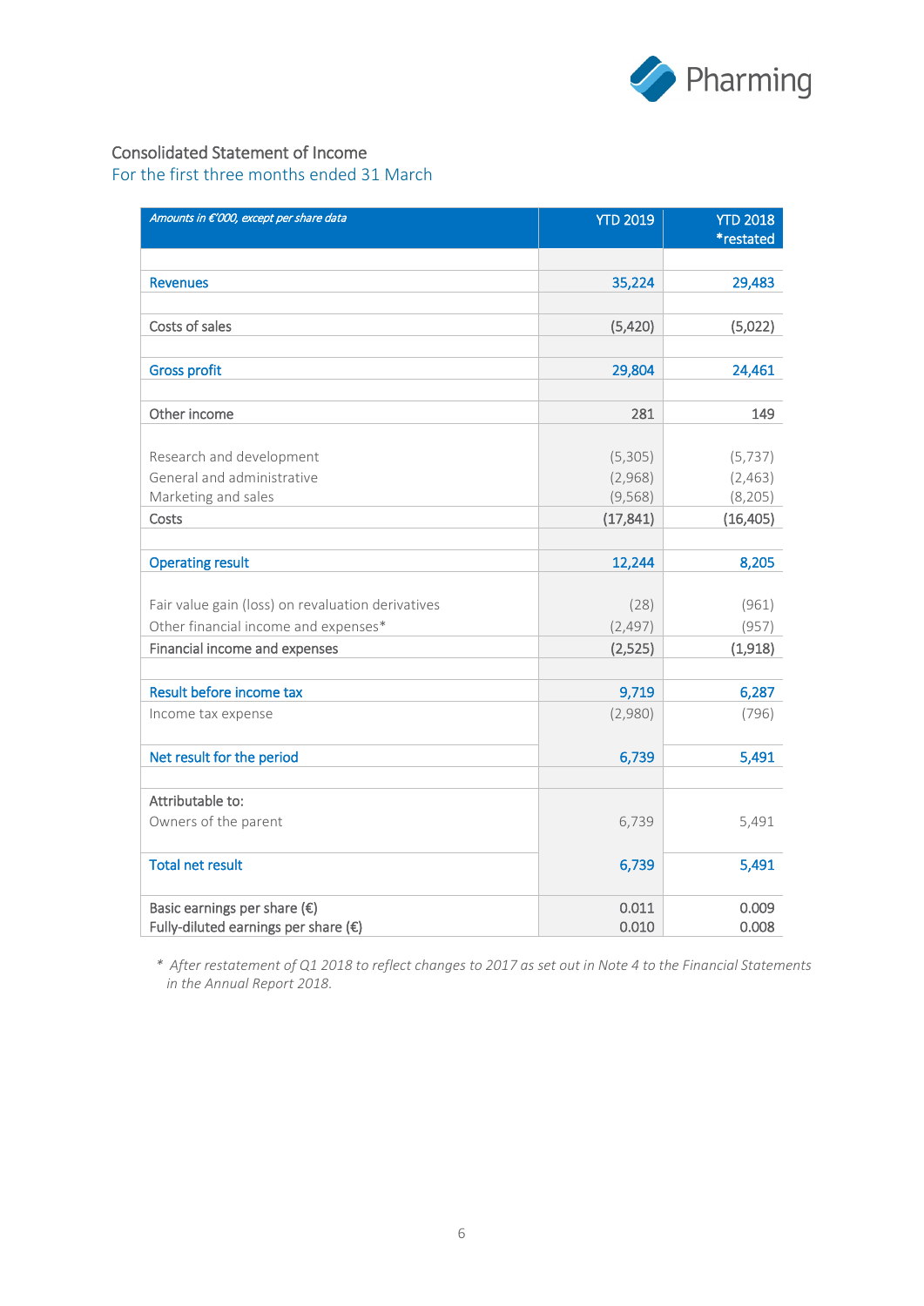## Consolidated Statement of Income

For the first three months ended 31 March

| *Amounts in €'000, except per share data* | YTD 2019 | YTD 2018 *restated |
|---|---|---|
| Revenues | 35,224 | 29,483 |
| Costs of sales | (5,420) | (5,022) |
| Gross profit | 29,804 | 24,461 |
| Other income | 281 | 149 |
| Research and development | (5,305) | (5,737) |
| General and administrative | (2,968) | (2,463) |
| Marketing and sales | (9,568) | (8,205) |
| Costs | (17,841) | (16,405) |
| Operating result | 12,244 | 8,205 |
| Fair value gain (loss) on revaluation derivatives | (28) | (961) |
| Other financial income and expenses* | (2,497) | (957) |
| Financial income and expenses | (2,525) | (1,918) |
| Result before income tax | 9,719 | 6,287 |
| Income tax expense | (2,980) | (796) |
| Net result for the period | 6,739 | 5,491 |
| Attributable to: | | |
| Owners of the parent | 6,739 | 5,491 |
| Total net result | 6,739 | 5,491 |
| Basic earnings per share (€) | 0.011 | 0.009 |
| Fully-diluted earnings per share (€) | 0.010 | 0.008 |

*\* After restatement of Q1 2018 to reflect changes to 2017 as set out in Note 4 to the Financial Statements in the Annual Report 2018.*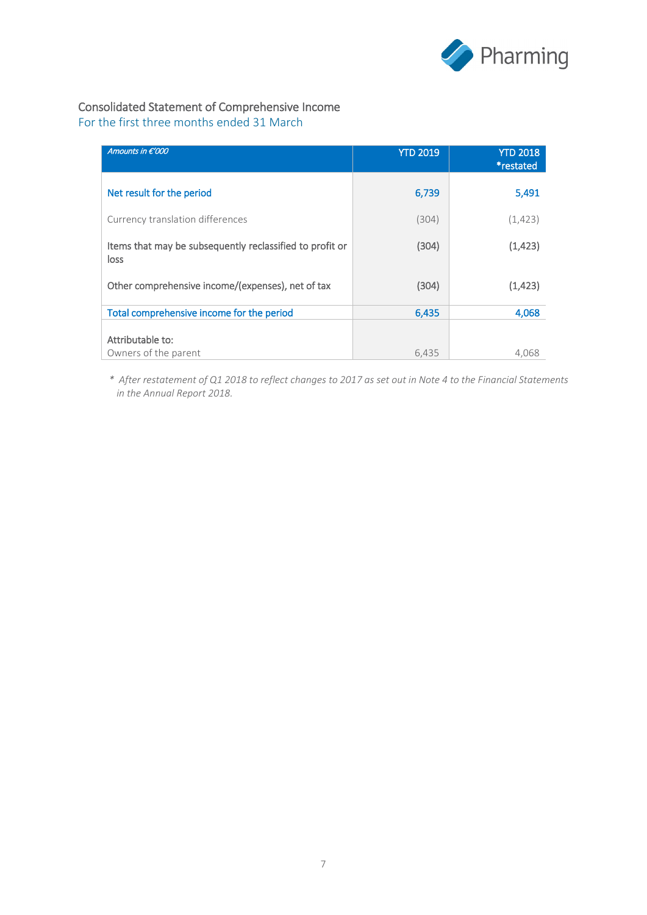## Consolidated Statement of Comprehensive Income

For the first three months ended 31 March

| *Amounts in €'000* | YTD 2019 | YTD 2018 *restated |
|---|---|---|
| Net result for the period | 6,739 | 5,491 |
| Currency translation differences | (304) | (1,423) |
| Items that may be subsequently reclassified to profit or loss | (304) | (1,423) |
| Other comprehensive income/(expenses), net of tax | (304) | (1,423) |
| Total comprehensive income for the period | 6,435 | 4,068 |
| Attributable to: | | |
| Owners of the parent | 6,435 | 4,068 |

*\* After restatement of Q1 2018 to reflect changes to 2017 as set out in Note 4 to the Financial Statements in the Annual Report 2018.*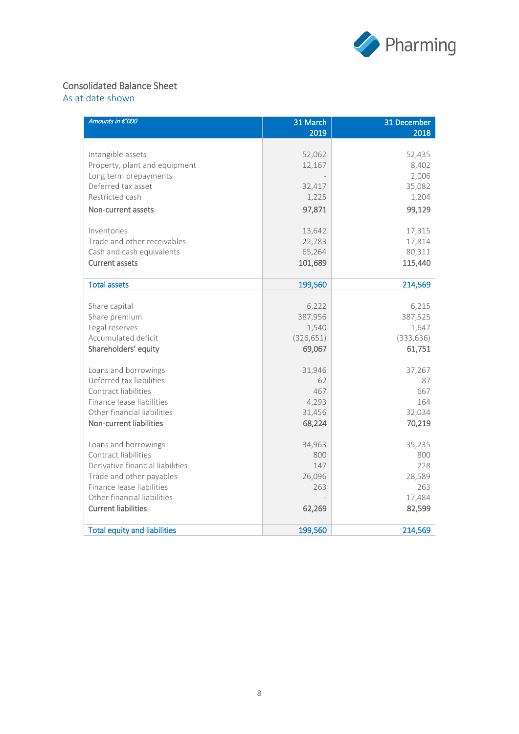## Consolidated Balance Sheet

As at date shown

| *Amounts in €'000* | 31 March 2019 | 31 December 2018 |
|---|---|---|
| Intangible assets | 52,062 | 52,435 |
| Property, plant and equipment | 12,167 | 8,402 |
| Long term prepayments | - | 2,006 |
| Deferred tax asset | 32,417 | 35,082 |
| Restricted cash | 1,225 | 1,204 |
| **Non-current assets** | **97,871** | **99,129** |
| Inventories | 13,642 | 17,315 |
| Trade and other receivables | 22,783 | 17,814 |
| Cash and cash equivalents | 65,264 | 80,311 |
| **Current assets** | **101,689** | **115,440** |
| **Total assets** | **199,560** | **214,569** |
| Share capital | 6,222 | 6,215 |
| Share premium | 387,956 | 387,525 |
| Legal reserves | 1,540 | 1,647 |
| Accumulated deficit | (326,651) | (333,636) |
| **Shareholders' equity** | **69,067** | **61,751** |
| Loans and borrowings | 31,946 | 37,267 |
| Deferred tax liabilities | 62 | 87 |
| Contract liabilities | 467 | 667 |
| Finance lease liabilities | 4,293 | 164 |
| Other financial liabilities | 31,456 | 32,034 |
| **Non-current liabilities** | **68,224** | **70,219** |
| Loans and borrowings | 34,963 | 35,235 |
| Contract liabilities | 800 | 800 |
| Derivative financial liabilities | 147 | 228 |
| Trade and other payables | 26,096 | 28,589 |
| Finance lease liabilities | 263 | 263 |
| Other financial liabilities | - | 17,484 |
| **Current liabilities** | **62,269** | **82,599** |
| **Total equity and liabilities** | **199,560** | **214,569** |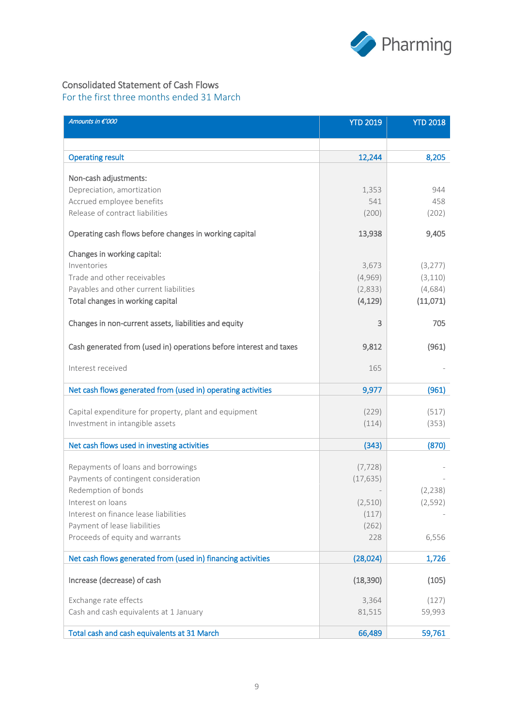## Consolidated Statement of Cash Flows

### For the first three months ended 31 March

| *Amounts in €'000* | YTD 2019 | YTD 2018 |
|---|---|---|
| **Operating result** | **12,244** | **8,205** |
| Non-cash adjustments: | | |
| Depreciation, amortization | 1,353 | 944 |
| Accrued employee benefits | 541 | 458 |
| Release of contract liabilities | (200) | (202) |
| Operating cash flows before changes in working capital | 13,938 | 9,405 |
| Changes in working capital: | | |
| Inventories | 3,673 | (3,277) |
| Trade and other receivables | (4,969) | (3,110) |
| Payables and other current liabilities | (2,833) | (4,684) |
| Total changes in working capital | (4,129) | (11,071) |
| Changes in non-current assets, liabilities and equity | 3 | 705 |
| Cash generated from (used in) operations before interest and taxes | 9,812 | (961) |
| Interest received | 165 | - |
| **Net cash flows generated from (used in) operating activities** | **9,977** | **(961)** |
| Capital expenditure for property, plant and equipment | (229) | (517) |
| Investment in intangible assets | (114) | (353) |
| **Net cash flows used in investing activities** | **(343)** | **(870)** |
| Repayments of loans and borrowings | (7,728) | - |
| Payments of contingent consideration | (17,635) | - |
| Redemption of bonds | - | (2,238) |
| Interest on loans | (2,510) | (2,592) |
| Interest on finance lease liabilities | (117) | - |
| Payment of lease liabilities | (262) | |
| Proceeds of equity and warrants | 228 | 6,556 |
| **Net cash flows generated from (used in) financing activities** | **(28,024)** | **1,726** |
| Increase (decrease) of cash | (18,390) | (105) |
| Exchange rate effects | 3,364 | (127) |
| Cash and cash equivalents at 1 January | 81,515 | 59,993 |
| **Total cash and cash equivalents at 31 March** | **66,489** | **59,761** |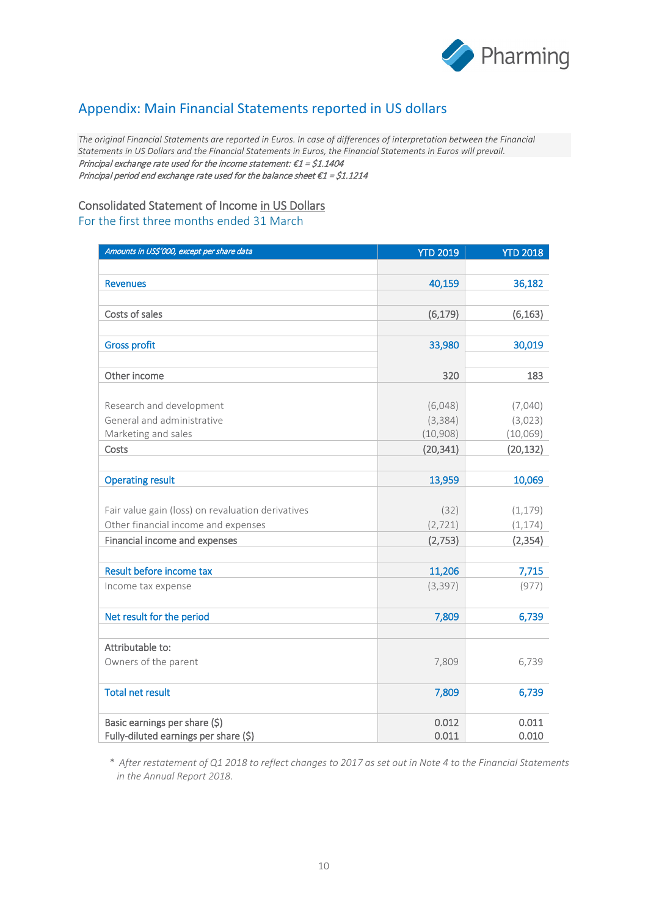## Appendix: Main Financial Statements reported in US dollars

*The original Financial Statements are reported in Euros. In case of differences of interpretation between the Financial Statements in US Dollars and the Financial Statements in Euros, the Financial Statements in Euros will prevail.*
*Principal exchange rate used for the income statement: €1 = $1.1404*
*Principal period end exchange rate used for the balance sheet €1 = $1.1214*

### Consolidated Statement of Income in US Dollars

For the first three months ended 31 March

| *Amounts in US$'000, except per share data* | YTD 2019 | YTD 2018 |
|---|---|---|
| | | |
| Revenues | 40,159 | 36,182 |
| | | |
| Costs of sales | (6,179) | (6,163) |
| | | |
| Gross profit | 33,980 | 30,019 |
| | | |
| Other income | 320 | 183 |
| | | |
| Research and development | (6,048) | (7,040) |
| General and administrative | (3,384) | (3,023) |
| Marketing and sales | (10,908) | (10,069) |
| Costs | (20,341) | (20,132) |
| | | |
| Operating result | 13,959 | 10,069 |
| | | |
| Fair value gain (loss) on revaluation derivatives | (32) | (1,179) |
| Other financial income and expenses | (2,721) | (1,174) |
| Financial income and expenses | (2,753) | (2,354) |
| | | |
| Result before income tax | 11,206 | 7,715 |
| Income tax expense | (3,397) | (977) |
| | | |
| Net result for the period | 7,809 | 6,739 |
| | | |
| Attributable to: | | |
| Owners of the parent | 7,809 | 6,739 |
| | | |
| Total net result | 7,809 | 6,739 |
| | | |
| Basic earnings per share ($) | 0.012 | 0.011 |
| Fully-diluted earnings per share ($) | 0.011 | 0.010 |

*\* After restatement of Q1 2018 to reflect changes to 2017 as set out in Note 4 to the Financial Statements in the Annual Report 2018.*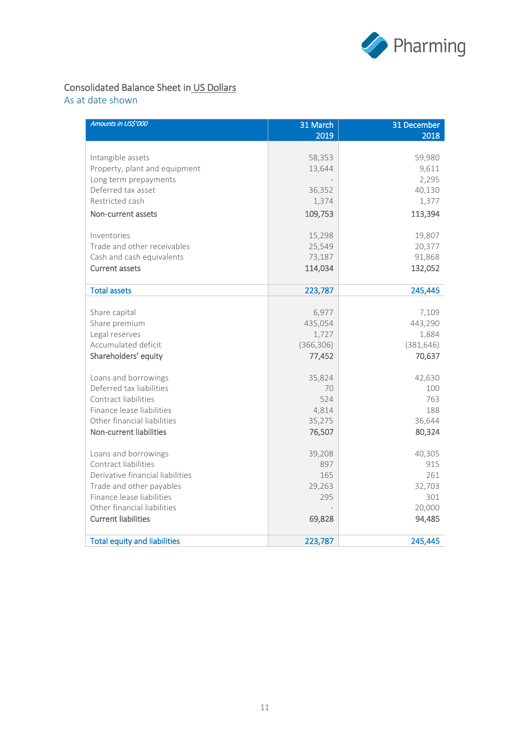Consolidated Balance Sheet in US Dollars

As at date shown

| *Amounts in US$'000* | 31 March 2019 | 31 December 2018 |
|---|---|---|
| Intangible assets | 58,353 | 59,980 |
| Property, plant and equipment | 13,644 | 9,611 |
| Long term prepayments | - | 2,295 |
| Deferred tax asset | 36,352 | 40,130 |
| Restricted cash | 1,374 | 1,377 |
| **Non-current assets** | **109,753** | **113,394** |
| Inventories | 15,298 | 19,807 |
| Trade and other receivables | 25,549 | 20,377 |
| Cash and cash equivalents | 73,187 | 91,868 |
| **Current assets** | **114,034** | **132,052** |
| **Total assets** | **223,787** | **245,445** |
| Share capital | 6,977 | 7,109 |
| Share premium | 435,054 | 443,290 |
| Legal reserves | 1,727 | 1,884 |
| Accumulated deficit | (366,306) | (381,646) |
| **Shareholders' equity** | **77,452** | **70,637** |
| Loans and borrowings | 35,824 | 42,630 |
| Deferred tax liabilities | 70 | 100 |
| Contract liabilities | 524 | 763 |
| Finance lease liabilities | 4,814 | 188 |
| Other financial liabilities | 35,275 | 36,644 |
| **Non-current liabilities** | **76,507** | **80,324** |
| Loans and borrowings | 39,208 | 40,305 |
| Contract liabilities | 897 | 915 |
| Derivative financial liabilities | 165 | 261 |
| Trade and other payables | 29,263 | 32,703 |
| Finance lease liabilities | 295 | 301 |
| Other financial liabilities | - | 20,000 |
| **Current liabilities** | **69,828** | **94,485** |
| **Total equity and liabilities** | **223,787** | **245,445** |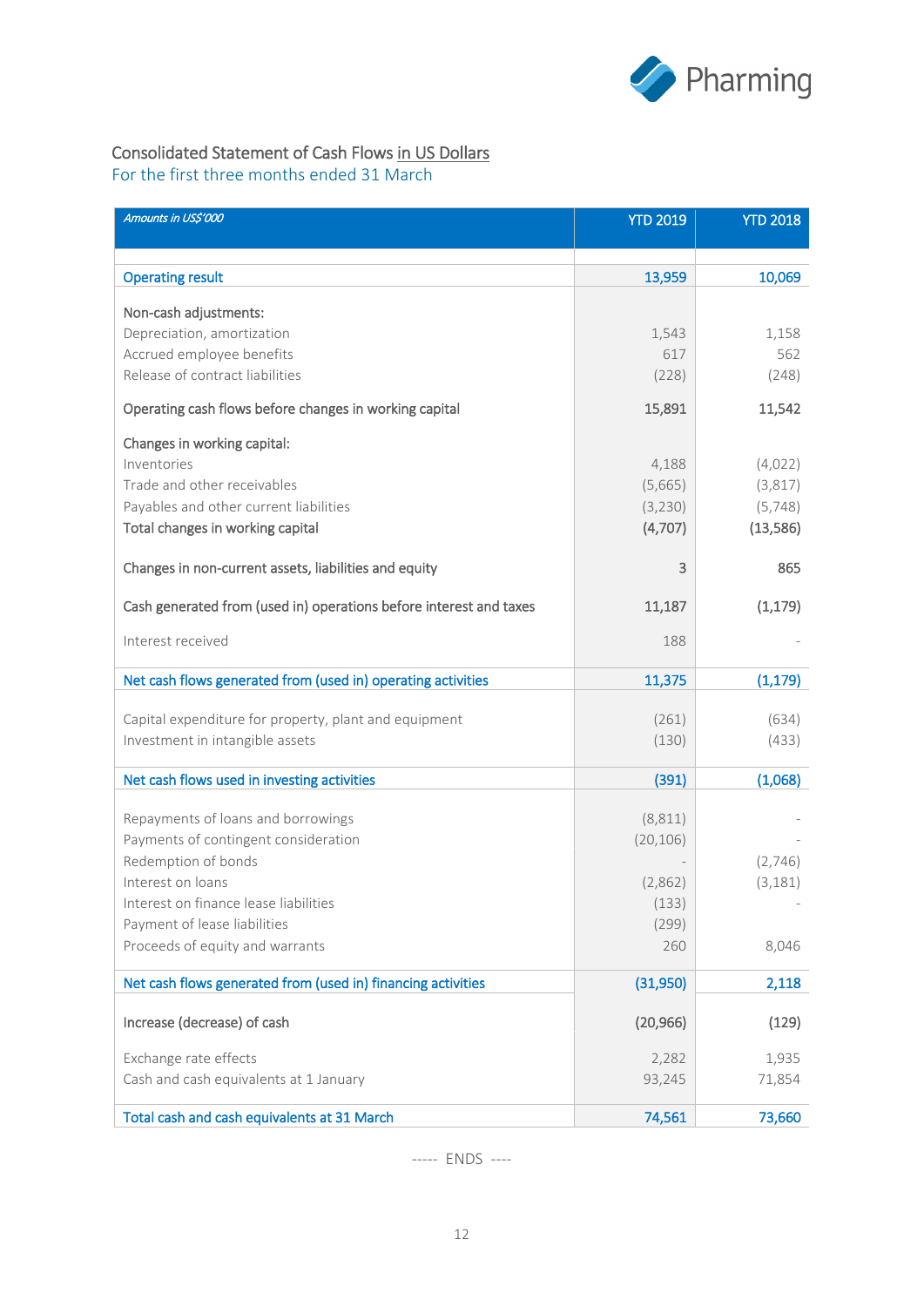## Consolidated Statement of Cash Flows in US Dollars

For the first three months ended 31 March

| *Amounts in US$'000* | YTD 2019 | YTD 2018 |
|---|---|---|
| Operating result | 13,959 | 10,069 |
| Non-cash adjustments: | | |
| Depreciation, amortization | 1,543 | 1,158 |
| Accrued employee benefits | 617 | 562 |
| Release of contract liabilities | (228) | (248) |
| Operating cash flows before changes in working capital | 15,891 | 11,542 |
| Changes in working capital: | | |
| Inventories | 4,188 | (4,022) |
| Trade and other receivables | (5,665) | (3,817) |
| Payables and other current liabilities | (3,230) | (5,748) |
| Total changes in working capital | (4,707) | (13,586) |
| Changes in non-current assets, liabilities and equity | 3 | 865 |
| Cash generated from (used in) operations before interest and taxes | 11,187 | (1,179) |
| Interest received | 188 | - |
| Net cash flows generated from (used in) operating activities | 11,375 | (1,179) |
| Capital expenditure for property, plant and equipment | (261) | (634) |
| Investment in intangible assets | (130) | (433) |
| Net cash flows used in investing activities | (391) | (1,068) |
| Repayments of loans and borrowings | (8,811) | - |
| Payments of contingent consideration | (20,106) | - |
| Redemption of bonds | - | (2,746) |
| Interest on loans | (2,862) | (3,181) |
| Interest on finance lease liabilities | (133) | - |
| Payment of lease liabilities | (299) | |
| Proceeds of equity and warrants | 260 | 8,046 |
| Net cash flows generated from (used in) financing activities | (31,950) | 2,118 |
| Increase (decrease) of cash | (20,966) | (129) |
| Exchange rate effects | 2,282 | 1,935 |
| Cash and cash equivalents at 1 January | 93,245 | 71,854 |
| Total cash and cash equivalents at 31 March | 74,561 | 73,660 |

----- ENDS ----